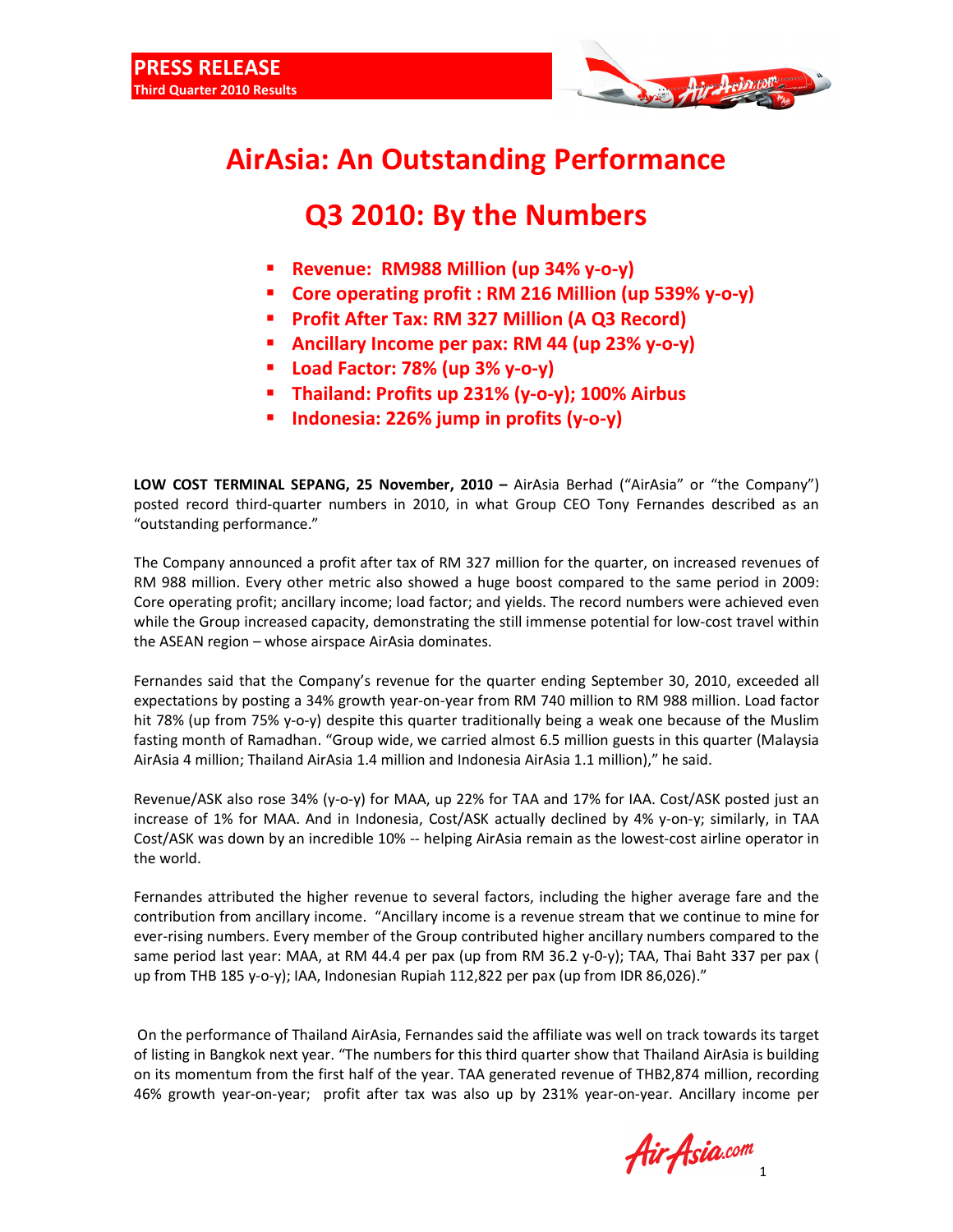**PRESS RELEASE**
**Third Quarter 2010 Results**

# AirAsia: An Outstanding Performance

## Q3 2010: By the Numbers

- **Revenue: RM988 Million (up 34% y-o-y)**
- **Core operating profit : RM 216 Million (up 539% y-o-y)**
- **Profit After Tax: RM 327 Million (A Q3 Record)**
- **Ancillary Income per pax: RM 44 (up 23% y-o-y)**
- **Load Factor: 78% (up 3% y-o-y)**
- **Thailand: Profits up 231% (y-o-y); 100% Airbus**
- **Indonesia: 226% jump in profits (y-o-y)**

**LOW COST TERMINAL SEPANG, 25 November, 2010 –** AirAsia Berhad ("AirAsia" or "the Company") posted record third-quarter numbers in 2010, in what Group CEO Tony Fernandes described as an "outstanding performance."

The Company announced a profit after tax of RM 327 million for the quarter, on increased revenues of RM 988 million. Every other metric also showed a huge boost compared to the same period in 2009: Core operating profit; ancillary income; load factor; and yields. The record numbers were achieved even while the Group increased capacity, demonstrating the still immense potential for low-cost travel within the ASEAN region – whose airspace AirAsia dominates.

Fernandes said that the Company's revenue for the quarter ending September 30, 2010, exceeded all expectations by posting a 34% growth year-on-year from RM 740 million to RM 988 million. Load factor hit 78% (up from 75% y-o-y) despite this quarter traditionally being a weak one because of the Muslim fasting month of Ramadhan. "Group wide, we carried almost 6.5 million guests in this quarter (Malaysia AirAsia 4 million; Thailand AirAsia 1.4 million and Indonesia AirAsia 1.1 million)," he said.

Revenue/ASK also rose 34% (y-o-y) for MAA, up 22% for TAA and 17% for IAA. Cost/ASK posted just an increase of 1% for MAA. And in Indonesia, Cost/ASK actually declined by 4% y-on-y; similarly, in TAA Cost/ASK was down by an incredible 10% -- helping AirAsia remain as the lowest-cost airline operator in the world.

Fernandes attributed the higher revenue to several factors, including the higher average fare and the contribution from ancillary income. "Ancillary income is a revenue stream that we continue to mine for ever-rising numbers. Every member of the Group contributed higher ancillary numbers compared to the same period last year: MAA, at RM 44.4 per pax (up from RM 36.2 y-0-y); TAA, Thai Baht 337 per pax ( up from THB 185 y-o-y); IAA, Indonesian Rupiah 112,822 per pax (up from IDR 86,026)."

On the performance of Thailand AirAsia, Fernandes said the affiliate was well on track towards its target of listing in Bangkok next year. "The numbers for this third quarter show that Thailand AirAsia is building on its momentum from the first half of the year. TAA generated revenue of THB2,874 million, recording 46% growth year-on-year; profit after tax was also up by 231% year-on-year. Ancillary income per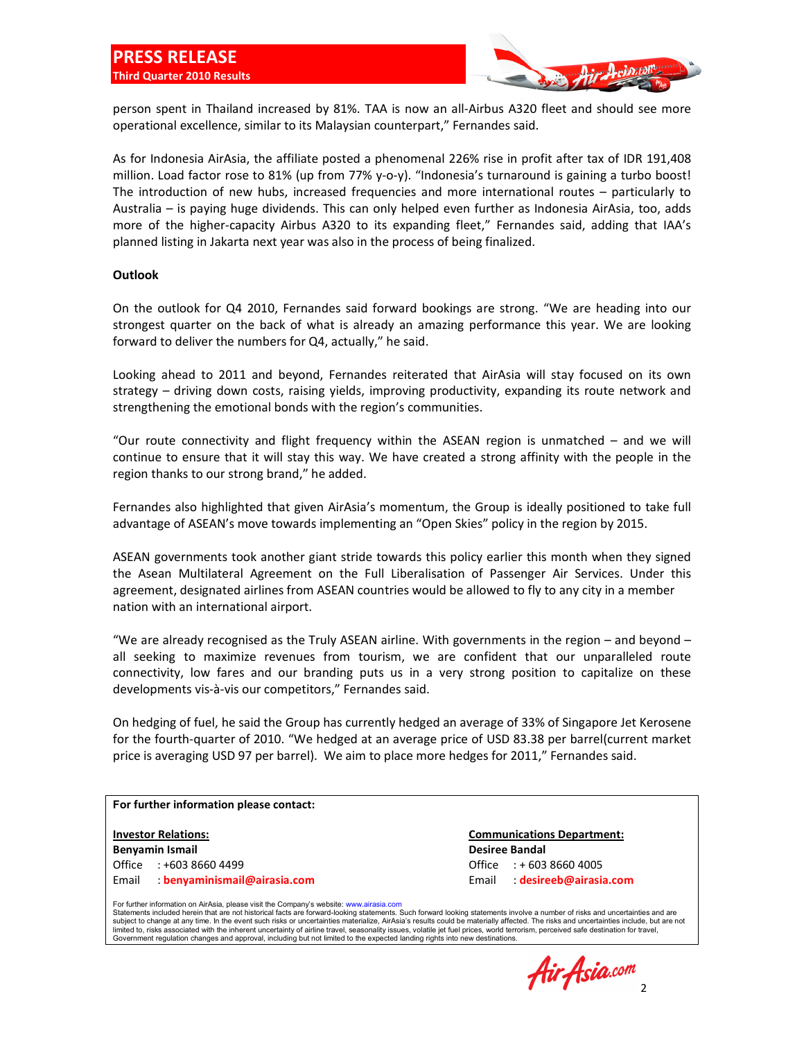person spent in Thailand increased by 81%. TAA is now an all-Airbus A320 fleet and should see more operational excellence, similar to its Malaysian counterpart," Fernandes said.

As for Indonesia AirAsia, the affiliate posted a phenomenal 226% rise in profit after tax of IDR 191,408 million. Load factor rose to 81% (up from 77% y-o-y). "Indonesia's turnaround is gaining a turbo boost! The introduction of new hubs, increased frequencies and more international routes – particularly to Australia – is paying huge dividends. This can only helped even further as Indonesia AirAsia, too, adds more of the higher-capacity Airbus A320 to its expanding fleet," Fernandes said, adding that IAA's planned listing in Jakarta next year was also in the process of being finalized.

**Outlook**

On the outlook for Q4 2010, Fernandes said forward bookings are strong. "We are heading into our strongest quarter on the back of what is already an amazing performance this year. We are looking forward to deliver the numbers for Q4, actually," he said.

Looking ahead to 2011 and beyond, Fernandes reiterated that AirAsia will stay focused on its own strategy – driving down costs, raising yields, improving productivity, expanding its route network and strengthening the emotional bonds with the region's communities.

"Our route connectivity and flight frequency within the ASEAN region is unmatched – and we will continue to ensure that it will stay this way. We have created a strong affinity with the people in the region thanks to our strong brand," he added.

Fernandes also highlighted that given AirAsia's momentum, the Group is ideally positioned to take full advantage of ASEAN's move towards implementing an "Open Skies" policy in the region by 2015.

ASEAN governments took another giant stride towards this policy earlier this month when they signed the Asean Multilateral Agreement on the Full Liberalisation of Passenger Air Services. Under this agreement, designated airlines from ASEAN countries would be allowed to fly to any city in a member nation with an international airport.

"We are already recognised as the Truly ASEAN airline. With governments in the region – and beyond – all seeking to maximize revenues from tourism, we are confident that our unparalleled route connectivity, low fares and our branding puts us in a very strong position to capitalize on these developments vis-à-vis our competitors," Fernandes said.

On hedging of fuel, he said the Group has currently hedged an average of 33% of Singapore Jet Kerosene for the fourth-quarter of 2010. "We hedged at an average price of USD 83.38 per barrel(current market price is averaging USD 97 per barrel). We aim to place more hedges for 2011," Fernandes said.

**For further information please contact:**

**Investor Relations:**
**Benyamin Ismail**
Office : +603 8660 4499
Email : **benyaminismail@airasia.com**

**Communications Department:**
**Desiree Bandal**
Office : + 603 8660 4005
Email : **desireeb@airasia.com**

For further information on AirAsia, please visit the Company's website: www.airasia.com
Statements included herein that are not historical facts are forward-looking statements. Such forward looking statements involve a number of risks and uncertainties and are subject to change at any time. In the event such risks or uncertainties materialize, AirAsia's results could be materially affected. The risks and uncertainties include, but are not limited to, risks associated with the inherent uncertainty of airline travel, seasonality issues, volatile jet fuel prices, world terrorism, perceived safe destination for travel, Government regulation changes and approval, including but not limited to the expected landing rights into new destinations.